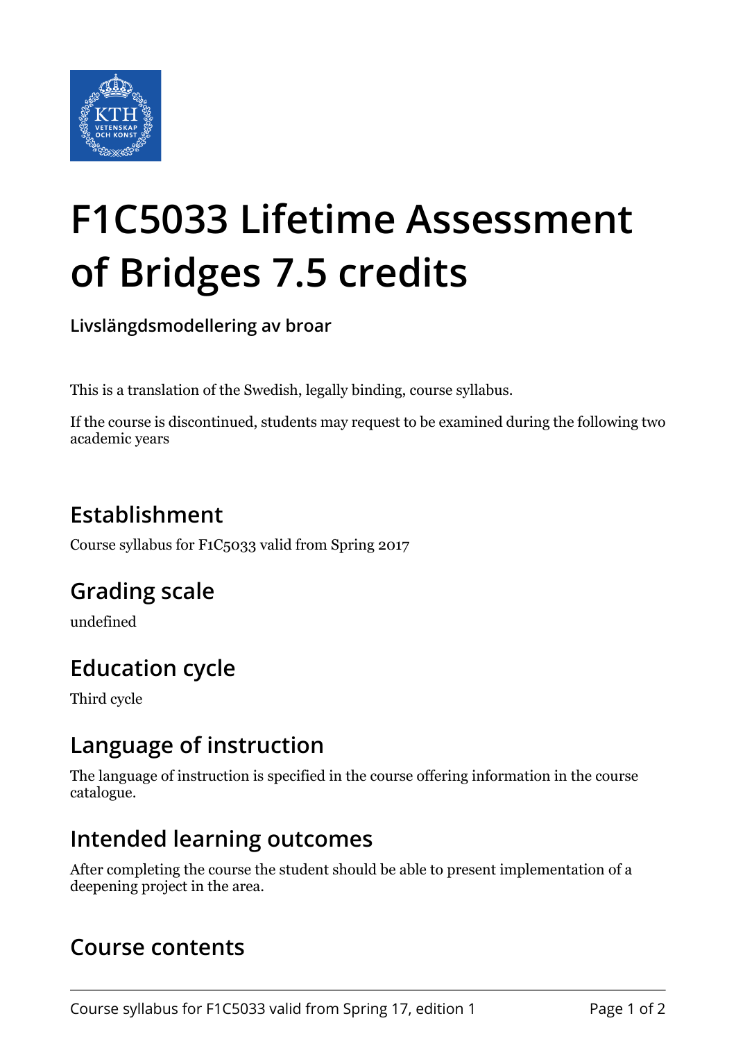# F1C5033 Lifetime Assessment of Bridges 7.5 credits

**Livslängdsmodellering av broar**

This is a translation of the Swedish, legally binding, course syllabus.

If the course is discontinued, students may request to be examined during the following two academic years

## Establishment

Course syllabus for F1C5033 valid from Spring 2017

## Grading scale

undefined

## Education cycle

Third cycle

## Language of instruction

The language of instruction is specified in the course offering information in the course catalogue.

## Intended learning outcomes

After completing the course the student should be able to present implementation of a deepening project in the area.

## Course contents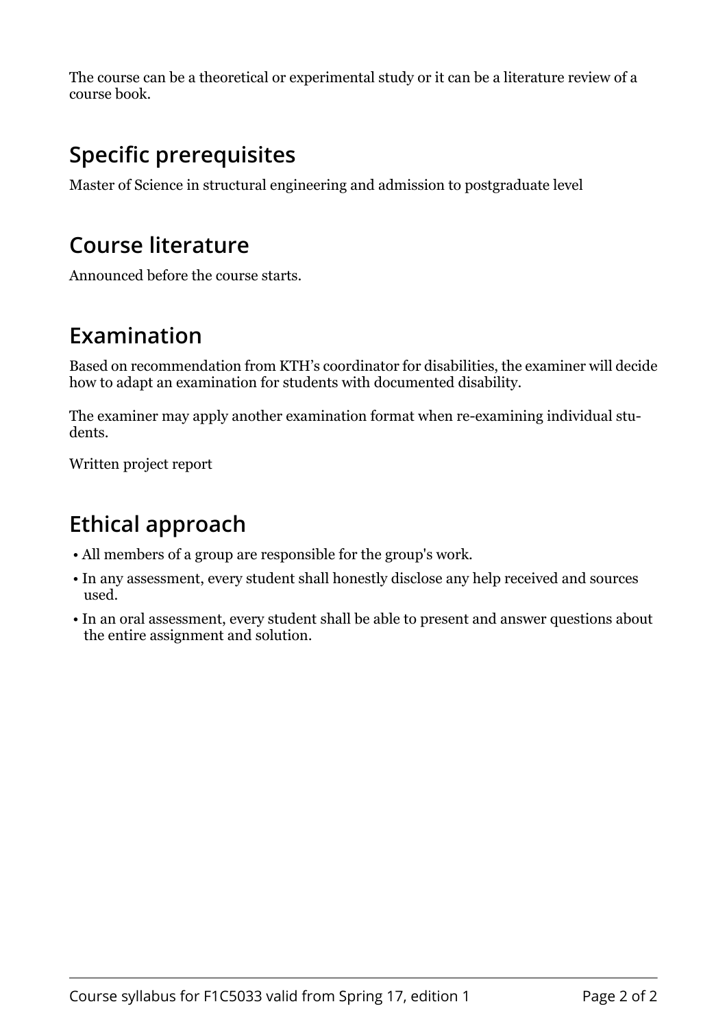The course can be a theoretical or experimental study or it can be a literature review of a course book.

## Specific prerequisites

Master of Science in structural engineering and admission to postgraduate level

## Course literature

Announced before the course starts.

## Examination

Based on recommendation from KTH's coordinator for disabilities, the examiner will decide how to adapt an examination for students with documented disability.

The examiner may apply another examination format when re-examining individual students.

Written project report

## Ethical approach

- All members of a group are responsible for the group's work.
- In any assessment, every student shall honestly disclose any help received and sources used.
- In an oral assessment, every student shall be able to present and answer questions about the entire assignment and solution.